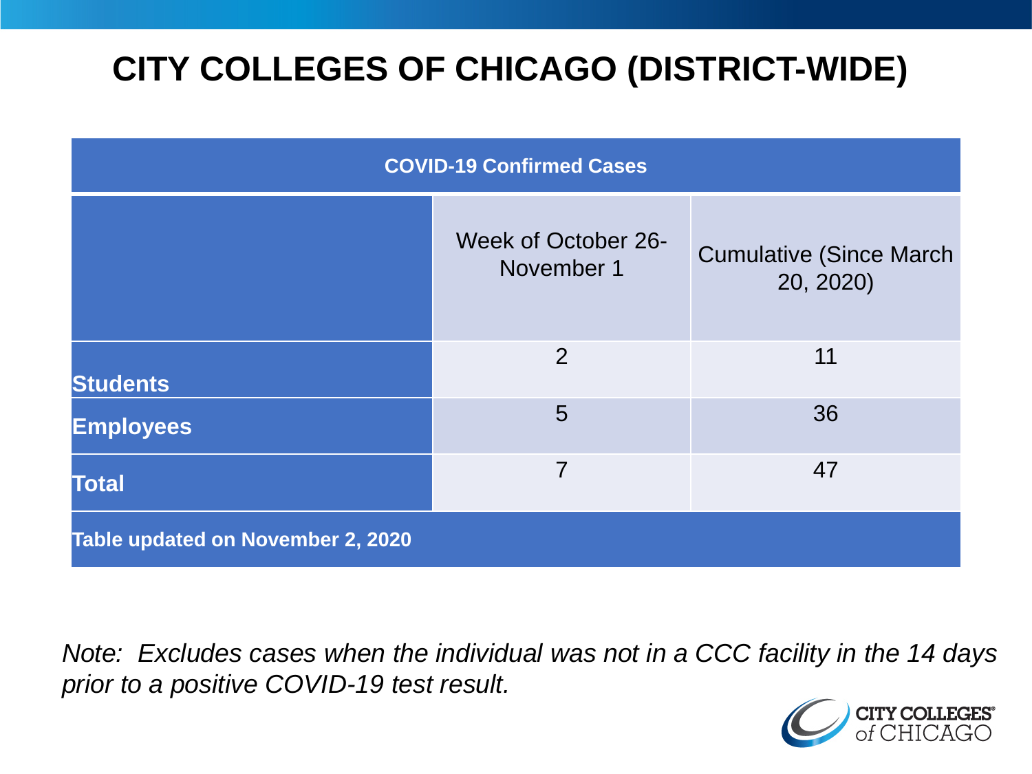# CITY COLLEGES OF CHICAGO (DISTRICT-WIDE)

| COVID-19 Confirmed Cases | | |
|---|---|---|
| | Week of October 26-November 1 | Cumulative (Since March 20, 2020) |
| **Students** | 2 | 11 |
| **Employees** | 5 | 36 |
| **Total** | 7 | 47 |
| **Table updated on November 2, 2020** | | |

*Note: Excludes cases when the individual was not in a CCC facility in the 14 days prior to a positive COVID-19 test result.*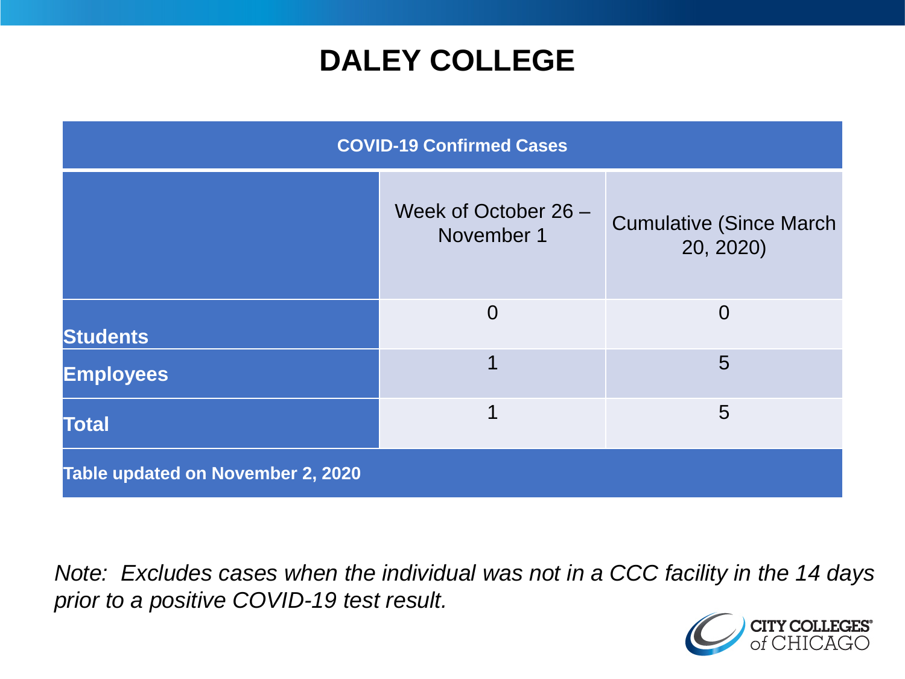# DALEY COLLEGE

| COVID-19 Confirmed Cases | | |
|---|---|---|
| | Week of October 26 – November 1 | Cumulative (Since March 20, 2020) |
| **Students** | 0 | 0 |
| **Employees** | 1 | 5 |
| **Total** | 1 | 5 |
| **Table updated on November 2, 2020** | | |

*Note: Excludes cases when the individual was not in a CCC facility in the 14 days prior to a positive COVID-19 test result.*

CITY COLLEGES of CHICAGO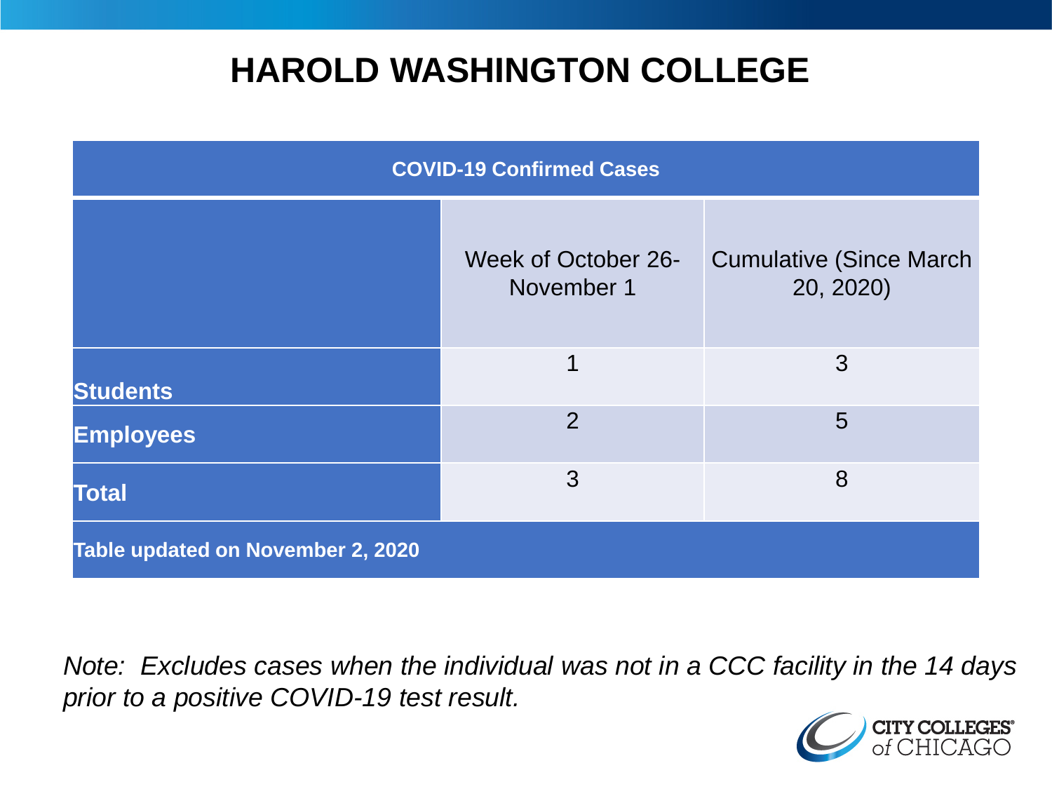# HAROLD WASHINGTON COLLEGE

| COVID-19 Confirmed Cases | | |
|---|---|---|
| | Week of October 26-November 1 | Cumulative (Since March 20, 2020) |
| **Students** | 1 | 3 |
| **Employees** | 2 | 5 |
| **Total** | 3 | 8 |
| **Table updated on November 2, 2020** | | |

*Note: Excludes cases when the individual was not in a CCC facility in the 14 days prior to a positive COVID-19 test result.*

CITY COLLEGES of CHICAGO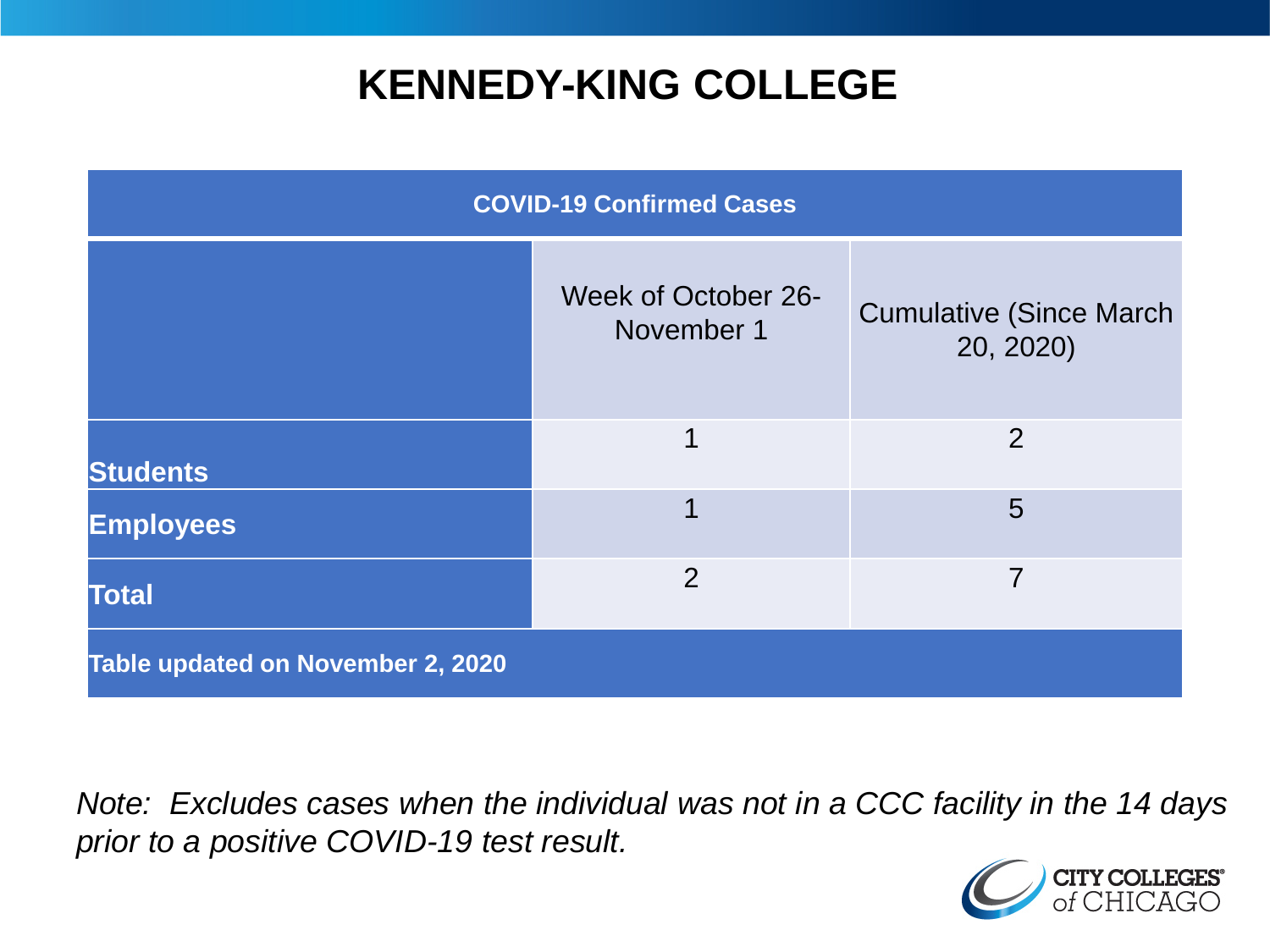# KENNEDY-KING COLLEGE

| COVID-19 Confirmed Cases | | |
|---|---|---|
| | Week of October 26-November 1 | Cumulative (Since March 20, 2020) |
| **Students** | 1 | 2 |
| **Employees** | 1 | 5 |
| **Total** | 2 | 7 |
| **Table updated on November 2, 2020** | | |

*Note: Excludes cases when the individual was not in a CCC facility in the 14 days prior to a positive COVID-19 test result.*

CITY COLLEGES of CHICAGO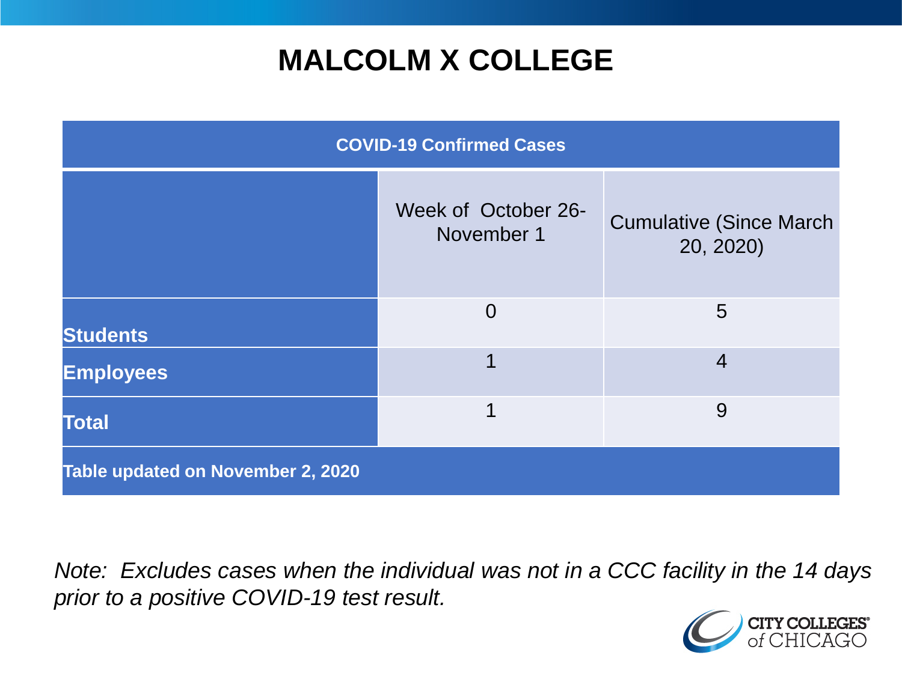# MALCOLM X COLLEGE

| COVID-19 Confirmed Cases | | |
|---|---|---|
| | Week of October 26-November 1 | Cumulative (Since March 20, 2020) |
| **Students** | 0 | 5 |
| **Employees** | 1 | 4 |
| **Total** | 1 | 9 |
| **Table updated on November 2, 2020** | | |

*Note: Excludes cases when the individual was not in a CCC facility in the 14 days prior to a positive COVID-19 test result.*

CITY COLLEGES of CHICAGO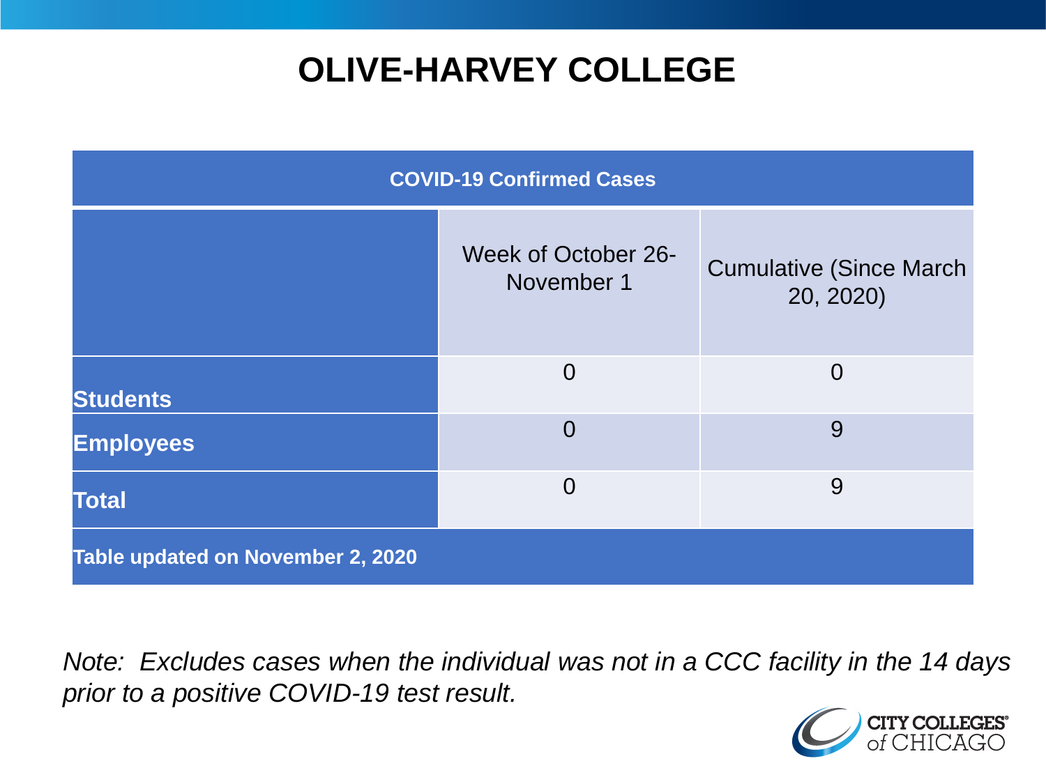# OLIVE-HARVEY COLLEGE

| COVID-19 Confirmed Cases | | |
|---|---|---|
| | Week of October 26-November 1 | Cumulative (Since March 20, 2020) |
| **Students** | 0 | 0 |
| **Employees** | 0 | 9 |
| **Total** | 0 | 9 |
| **Table updated on November 2, 2020** | | |

*Note: Excludes cases when the individual was not in a CCC facility in the 14 days prior to a positive COVID-19 test result.*

CITY COLLEGES of CHICAGO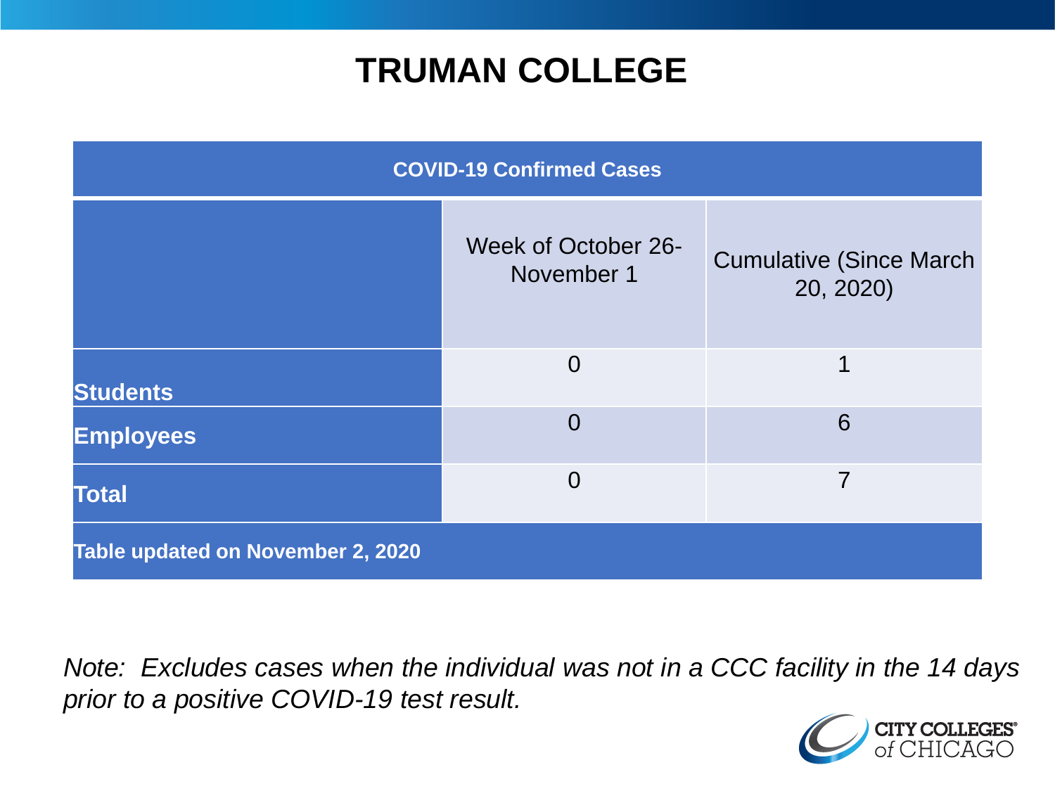# TRUMAN COLLEGE

| COVID-19 Confirmed Cases | | |
|---|---|---|
| | Week of October 26-November 1 | Cumulative (Since March 20, 2020) |
| **Students** | 0 | 1 |
| **Employees** | 0 | 6 |
| **Total** | 0 | 7 |
| **Table updated on November 2, 2020** | | |

*Note: Excludes cases when the individual was not in a CCC facility in the 14 days prior to a positive COVID-19 test result.*

CITY COLLEGES of CHICAGO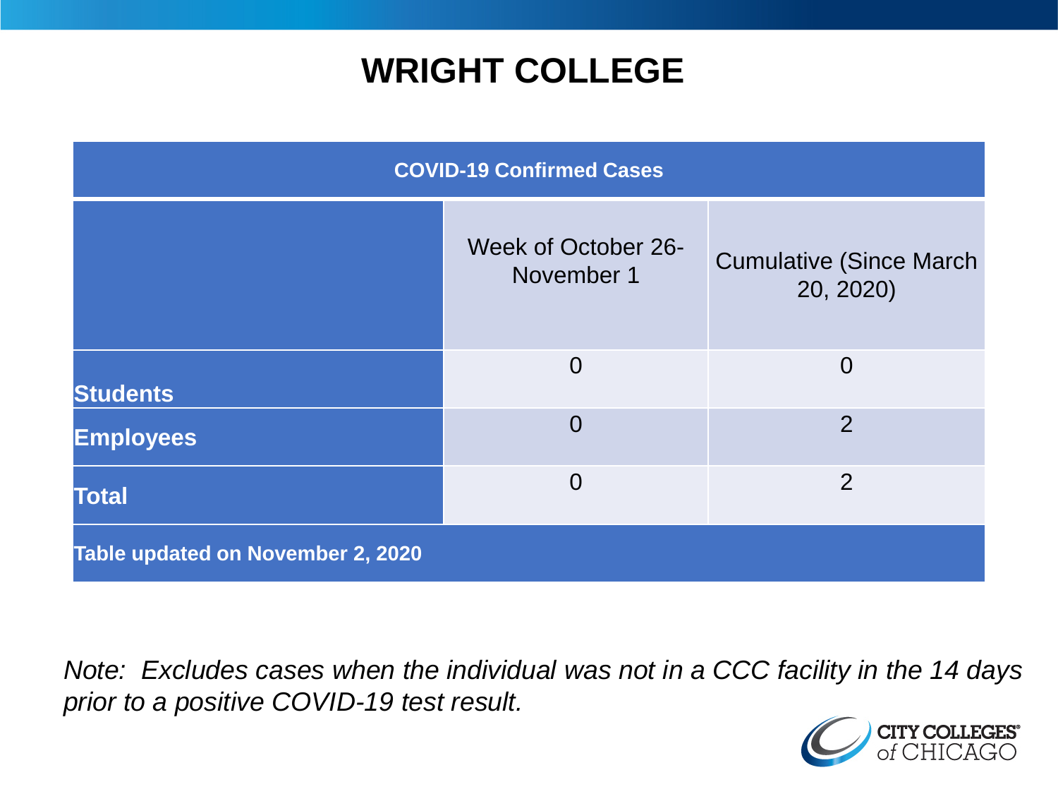# WRIGHT COLLEGE

| COVID-19 Confirmed Cases | | |
|---|---|---|
| | Week of October 26-November 1 | Cumulative (Since March 20, 2020) |
| **Students** | 0 | 0 |
| **Employees** | 0 | 2 |
| **Total** | 0 | 2 |
| **Table updated on November 2, 2020** | | |

*Note: Excludes cases when the individual was not in a CCC facility in the 14 days prior to a positive COVID-19 test result.*

CITY COLLEGES of CHICAGO